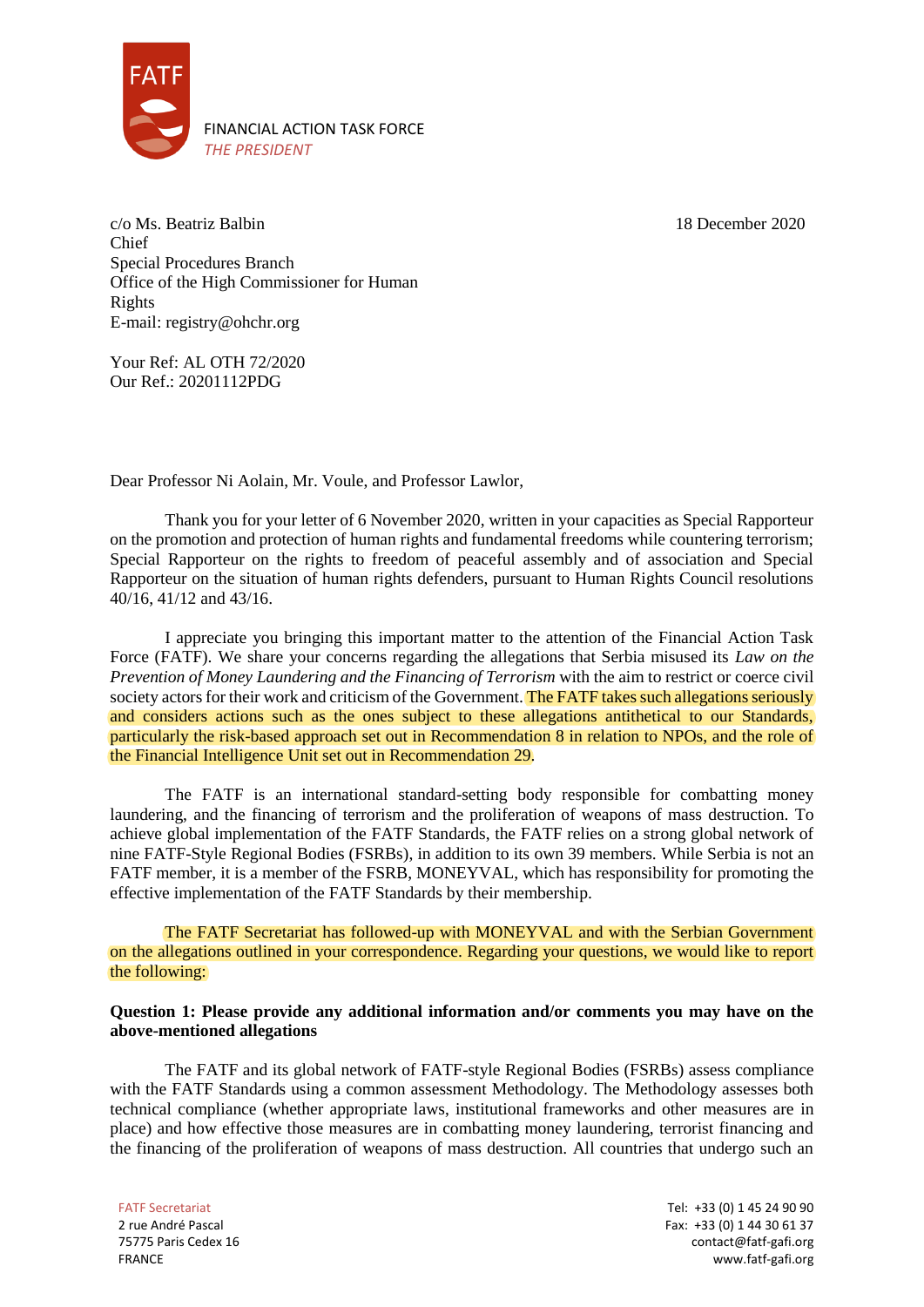FATF

FINANCIAL ACTION TASK FORCE
*THE PRESIDENT*

c/o Ms. Beatriz Balbin
Chief
Special Procedures Branch
Office of the High Commissioner for Human Rights
E-mail: registry@ohchr.org

18 December 2020

Your Ref: AL OTH 72/2020
Our Ref.: 20201112PDG

Dear Professor Ni Aolain, Mr. Voule, and Professor Lawlor,

Thank you for your letter of 6 November 2020, written in your capacities as Special Rapporteur on the promotion and protection of human rights and fundamental freedoms while countering terrorism; Special Rapporteur on the rights to freedom of peaceful assembly and of association and Special Rapporteur on the situation of human rights defenders, pursuant to Human Rights Council resolutions 40/16, 41/12 and 43/16.

I appreciate you bringing this important matter to the attention of the Financial Action Task Force (FATF). We share your concerns regarding the allegations that Serbia misused its *Law on the Prevention of Money Laundering and the Financing of Terrorism* with the aim to restrict or coerce civil society actors for their work and criticism of the Government. The FATF takes such allegations seriously and considers actions such as the ones subject to these allegations antithetical to our Standards, particularly the risk-based approach set out in Recommendation 8 in relation to NPOs, and the role of the Financial Intelligence Unit set out in Recommendation 29.

The FATF is an international standard-setting body responsible for combatting money laundering, and the financing of terrorism and the proliferation of weapons of mass destruction. To achieve global implementation of the FATF Standards, the FATF relies on a strong global network of nine FATF-Style Regional Bodies (FSRBs), in addition to its own 39 members. While Serbia is not an FATF member, it is a member of the FSRB, MONEYVAL, which has responsibility for promoting the effective implementation of the FATF Standards by their membership.

The FATF Secretariat has followed-up with MONEYVAL and with the Serbian Government on the allegations outlined in your correspondence. Regarding your questions, we would like to report the following:

**Question 1: Please provide any additional information and/or comments you may have on the above-mentioned allegations**

The FATF and its global network of FATF-style Regional Bodies (FSRBs) assess compliance with the FATF Standards using a common assessment Methodology. The Methodology assesses both technical compliance (whether appropriate laws, institutional frameworks and other measures are in place) and how effective those measures are in combatting money laundering, terrorist financing and the financing of the proliferation of weapons of mass destruction. All countries that undergo such an

FATF Secretariat
2 rue André Pascal
75775 Paris Cedex 16
FRANCE

Tel: +33 (0) 1 45 24 90 90
Fax: +33 (0) 1 44 30 61 37
contact@fatf-gafi.org
www.fatf-gafi.org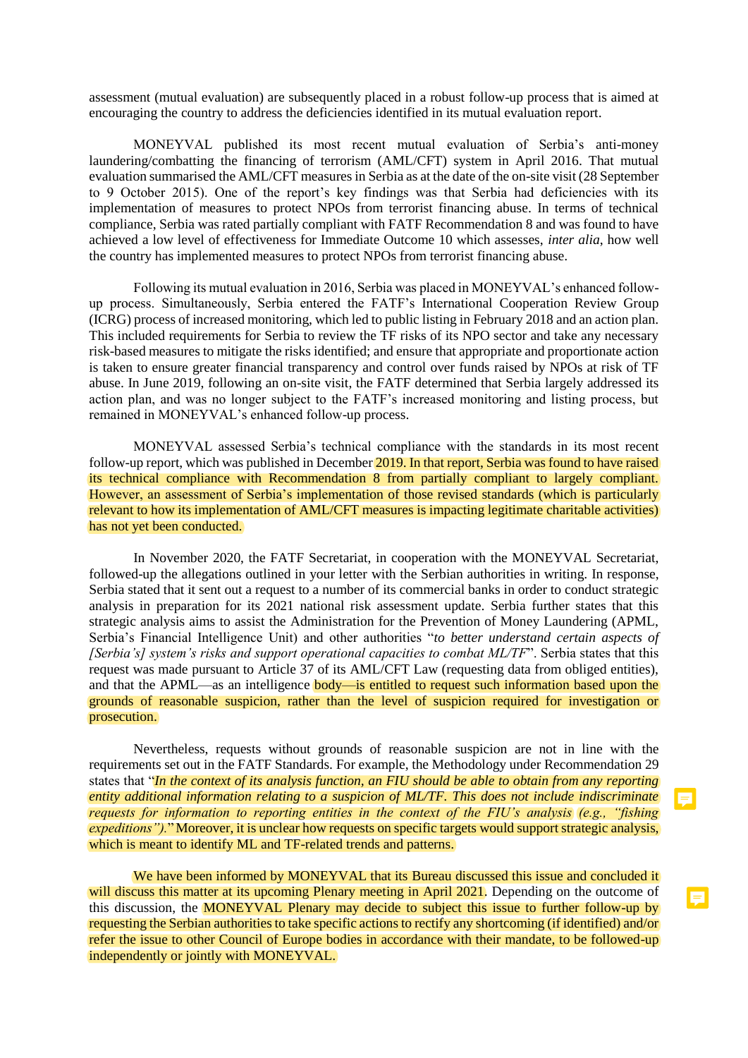assessment (mutual evaluation) are subsequently placed in a robust follow-up process that is aimed at encouraging the country to address the deficiencies identified in its mutual evaluation report.

MONEYVAL published its most recent mutual evaluation of Serbia's anti-money laundering/combatting the financing of terrorism (AML/CFT) system in April 2016. That mutual evaluation summarised the AML/CFT measures in Serbia as at the date of the on-site visit (28 September to 9 October 2015). One of the report's key findings was that Serbia had deficiencies with its implementation of measures to protect NPOs from terrorist financing abuse. In terms of technical compliance, Serbia was rated partially compliant with FATF Recommendation 8 and was found to have achieved a low level of effectiveness for Immediate Outcome 10 which assesses, *inter alia*, how well the country has implemented measures to protect NPOs from terrorist financing abuse.

Following its mutual evaluation in 2016, Serbia was placed in MONEYVAL's enhanced follow-up process. Simultaneously, Serbia entered the FATF's International Cooperation Review Group (ICRG) process of increased monitoring, which led to public listing in February 2018 and an action plan. This included requirements for Serbia to review the TF risks of its NPO sector and take any necessary risk-based measures to mitigate the risks identified; and ensure that appropriate and proportionate action is taken to ensure greater financial transparency and control over funds raised by NPOs at risk of TF abuse. In June 2019, following an on-site visit, the FATF determined that Serbia largely addressed its action plan, and was no longer subject to the FATF's increased monitoring and listing process, but remained in MONEYVAL's enhanced follow-up process.

MONEYVAL assessed Serbia's technical compliance with the standards in its most recent follow-up report, which was published in December 2019. In that report, Serbia was found to have raised its technical compliance with Recommendation 8 from partially compliant to largely compliant. However, an assessment of Serbia's implementation of those revised standards (which is particularly relevant to how its implementation of AML/CFT measures is impacting legitimate charitable activities) has not yet been conducted.

In November 2020, the FATF Secretariat, in cooperation with the MONEYVAL Secretariat, followed-up the allegations outlined in your letter with the Serbian authorities in writing. In response, Serbia stated that it sent out a request to a number of its commercial banks in order to conduct strategic analysis in preparation for its 2021 national risk assessment update. Serbia further states that this strategic analysis aims to assist the Administration for the Prevention of Money Laundering (APML, Serbia's Financial Intelligence Unit) and other authorities "*to better understand certain aspects of [Serbia's] system's risks and support operational capacities to combat ML/TF*". Serbia states that this request was made pursuant to Article 37 of its AML/CFT Law (requesting data from obliged entities), and that the APML—as an intelligence body—is entitled to request such information based upon the grounds of reasonable suspicion, rather than the level of suspicion required for investigation or prosecution.

Nevertheless, requests without grounds of reasonable suspicion are not in line with the requirements set out in the FATF Standards. For example, the Methodology under Recommendation 29 states that "*In the context of its analysis function, an FIU should be able to obtain from any reporting entity additional information relating to a suspicion of ML/TF. This does not include indiscriminate requests for information to reporting entities in the context of the FIU's analysis (e.g., "fishing expeditions").*" Moreover, it is unclear how requests on specific targets would support strategic analysis, which is meant to identify ML and TF-related trends and patterns.

We have been informed by MONEYVAL that its Bureau discussed this issue and concluded it will discuss this matter at its upcoming Plenary meeting in April 2021. Depending on the outcome of this discussion, the MONEYVAL Plenary may decide to subject this issue to further follow-up by requesting the Serbian authorities to take specific actions to rectify any shortcoming (if identified) and/or refer the issue to other Council of Europe bodies in accordance with their mandate, to be followed-up independently or jointly with MONEYVAL.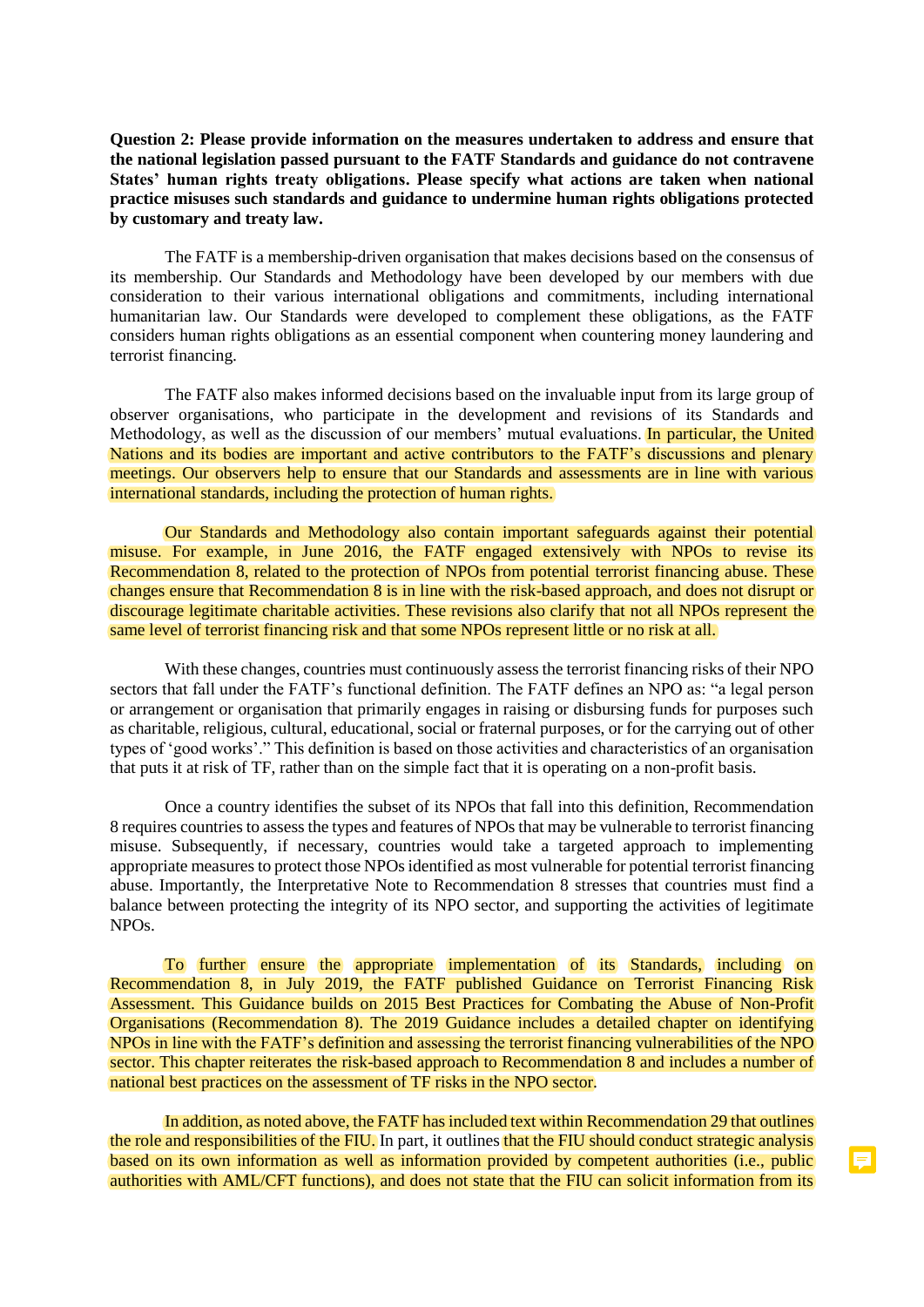**Question 2: Please provide information on the measures undertaken to address and ensure that the national legislation passed pursuant to the FATF Standards and guidance do not contravene States' human rights treaty obligations. Please specify what actions are taken when national practice misuses such standards and guidance to undermine human rights obligations protected by customary and treaty law.**

The FATF is a membership-driven organisation that makes decisions based on the consensus of its membership. Our Standards and Methodology have been developed by our members with due consideration to their various international obligations and commitments, including international humanitarian law. Our Standards were developed to complement these obligations, as the FATF considers human rights obligations as an essential component when countering money laundering and terrorist financing.

The FATF also makes informed decisions based on the invaluable input from its large group of observer organisations, who participate in the development and revisions of its Standards and Methodology, as well as the discussion of our members' mutual evaluations. In particular, the United Nations and its bodies are important and active contributors to the FATF's discussions and plenary meetings. Our observers help to ensure that our Standards and assessments are in line with various international standards, including the protection of human rights.

Our Standards and Methodology also contain important safeguards against their potential misuse. For example, in June 2016, the FATF engaged extensively with NPOs to revise its Recommendation 8, related to the protection of NPOs from potential terrorist financing abuse. These changes ensure that Recommendation 8 is in line with the risk-based approach, and does not disrupt or discourage legitimate charitable activities. These revisions also clarify that not all NPOs represent the same level of terrorist financing risk and that some NPOs represent little or no risk at all.

With these changes, countries must continuously assess the terrorist financing risks of their NPO sectors that fall under the FATF's functional definition. The FATF defines an NPO as: "a legal person or arrangement or organisation that primarily engages in raising or disbursing funds for purposes such as charitable, religious, cultural, educational, social or fraternal purposes, or for the carrying out of other types of 'good works'." This definition is based on those activities and characteristics of an organisation that puts it at risk of TF, rather than on the simple fact that it is operating on a non-profit basis.

Once a country identifies the subset of its NPOs that fall into this definition, Recommendation 8 requires countries to assess the types and features of NPOs that may be vulnerable to terrorist financing misuse. Subsequently, if necessary, countries would take a targeted approach to implementing appropriate measures to protect those NPOs identified as most vulnerable for potential terrorist financing abuse. Importantly, the Interpretative Note to Recommendation 8 stresses that countries must find a balance between protecting the integrity of its NPO sector, and supporting the activities of legitimate NPOs.

To further ensure the appropriate implementation of its Standards, including on Recommendation 8, in July 2019, the FATF published Guidance on Terrorist Financing Risk Assessment. This Guidance builds on 2015 Best Practices for Combating the Abuse of Non-Profit Organisations (Recommendation 8). The 2019 Guidance includes a detailed chapter on identifying NPOs in line with the FATF's definition and assessing the terrorist financing vulnerabilities of the NPO sector. This chapter reiterates the risk-based approach to Recommendation 8 and includes a number of national best practices on the assessment of TF risks in the NPO sector.

In addition, as noted above, the FATF has included text within Recommendation 29 that outlines the role and responsibilities of the FIU. In part, it outlines that the FIU should conduct strategic analysis based on its own information as well as information provided by competent authorities (i.e., public authorities with AML/CFT functions), and does not state that the FIU can solicit information from its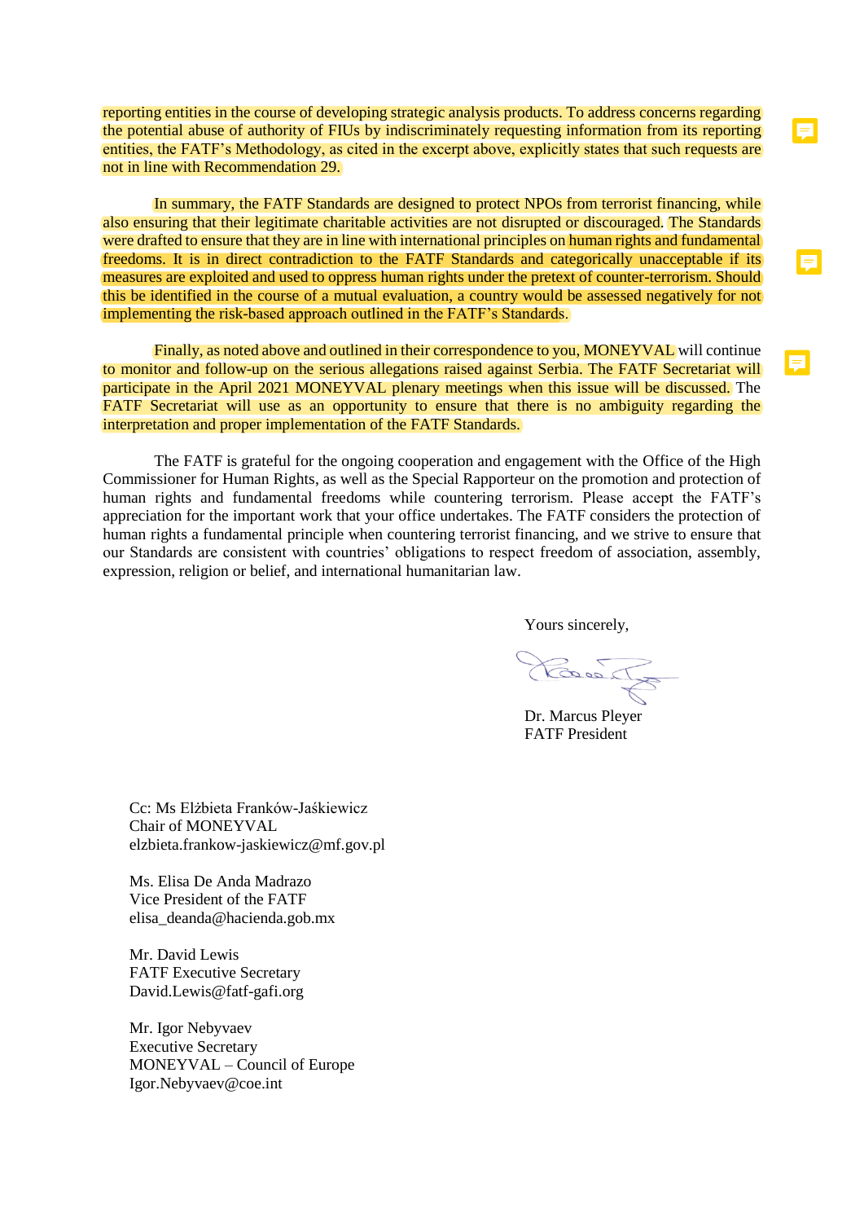reporting entities in the course of developing strategic analysis products. To address concerns regarding the potential abuse of authority of FIUs by indiscriminately requesting information from its reporting entities, the FATF's Methodology, as cited in the excerpt above, explicitly states that such requests are not in line with Recommendation 29.

In summary, the FATF Standards are designed to protect NPOs from terrorist financing, while also ensuring that their legitimate charitable activities are not disrupted or discouraged. The Standards were drafted to ensure that they are in line with international principles on human rights and fundamental freedoms. It is in direct contradiction to the FATF Standards and categorically unacceptable if its measures are exploited and used to oppress human rights under the pretext of counter-terrorism. Should this be identified in the course of a mutual evaluation, a country would be assessed negatively for not implementing the risk-based approach outlined in the FATF's Standards.

Finally, as noted above and outlined in their correspondence to you, MONEYVAL will continue to monitor and follow-up on the serious allegations raised against Serbia. The FATF Secretariat will participate in the April 2021 MONEYVAL plenary meetings when this issue will be discussed. The FATF Secretariat will use as an opportunity to ensure that there is no ambiguity regarding the interpretation and proper implementation of the FATF Standards.

The FATF is grateful for the ongoing cooperation and engagement with the Office of the High Commissioner for Human Rights, as well as the Special Rapporteur on the promotion and protection of human rights and fundamental freedoms while countering terrorism. Please accept the FATF's appreciation for the important work that your office undertakes. The FATF considers the protection of human rights a fundamental principle when countering terrorist financing, and we strive to ensure that our Standards are consistent with countries' obligations to respect freedom of association, assembly, expression, religion or belief, and international humanitarian law.

Yours sincerely,

Dr. Marcus Pleyer
FATF President

Cc: Ms Elżbieta Franków-Jaśkiewicz
Chair of MONEYVAL
elzbieta.frankow-jaskiewicz@mf.gov.pl

Ms. Elisa De Anda Madrazo
Vice President of the FATF
elisa_deanda@hacienda.gob.mx

Mr. David Lewis
FATF Executive Secretary
David.Lewis@fatf-gafi.org

Mr. Igor Nebyvaev
Executive Secretary
MONEYVAL – Council of Europe
Igor.Nebyvaev@coe.int